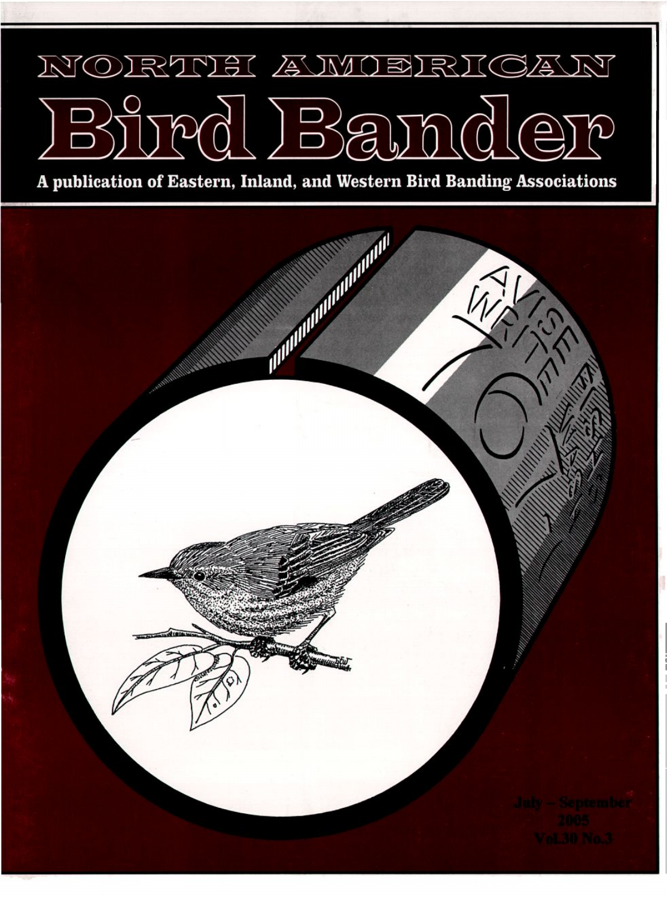# NORTH AMERICAN

# Bird Bander

**A publication of Eastern, Inland, and Western Bird Banding Associations**

July – September
2005
Vol.30 No.3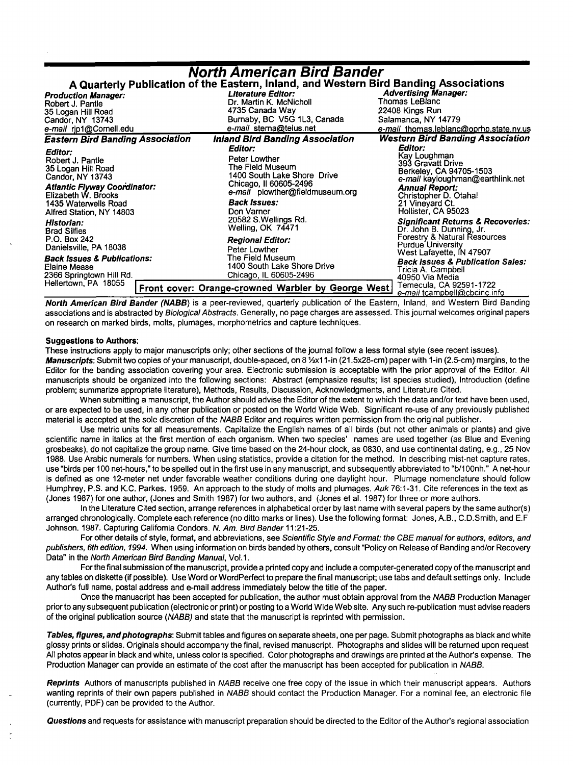# North American Bird Bander

## A Quarterly Publication of the Eastern, Inland, and Western Bird Banding Associations

**Production Manager:**
Robert J. Pantle
35 Logan Hill Road
Candor, NY 13743
e-mail rjp1@Cornell.edu

**Literature Editor:**
Dr. Martin K. McNicholl
4735 Canada Way
Burnaby, BC V5G 1L3, Canada
e-mail sterna@telus.net

**Advertising Manager:**
Thomas LeBlanc
22408 Kings Run
Salamanca, NY 14779
e-mail thomas.leblanc@oprhp.state.ny.us

### Eastern Bird Banding Association

**Editor:**
Robert J. Pantle
35 Logan Hill Road
Candor, NY 13743

**Atlantic Flyway Coordinator:**
Elizabeth W. Brooks
1435 Waterwells Road
Alfred Station, NY 14803

**Historian:**
Brad Silfies
P.O. Box 242
Danielsville, PA 18038

**Back Issues & Publications:**
Elaine Mease
2366 Springtown Hill Rd.
Hellertown, PA 18055

### Inland Bird Banding Association

**Editor:**
Peter Lowther
The Field Museum
1400 South Lake Shore Drive
Chicago, Il 60605-2496
e-mail plowther@fieldmuseum.org

**Back Issues:**
Don Varner
20582 S.Wellings Rd.
Welling, OK 74471

**Regional Editor:**
Peter Lowther
The Field Museum
1400 South Lake Shore Drive
Chicago, IL 60605-2496

### Western Bird Banding Association

**Editor:**
Kay Loughman
393 Gravatt Drive
Berkeley, CA 94705-1503
e-mail kayloughman@earthlink.net

**Annual Report:**
Christopher D. Otahal
21 Vineyard Ct.
Hollister, CA 95023

**Significant Returns & Recoveries:**
Dr. John B. Dunning, Jr.
Forestry & Natural Resources
Purdue University
West Lafayette, IN 47907

**Back Issues & Publication Sales:**
Tricia A. Campbell
40950 Via Media
Temecula, CA 92591-1722
e-mail tcampbell@cbcinc.info

**Front cover: Orange-crowned Warbler by George West**

***North American Bird Bander (NABB)*** is a peer-reviewed, quarterly publication of the Eastern, Inland, and Western Bird Banding associations and is abstracted by *Biological Abstracts*. Generally, no page charges are assessed. This journal welcomes original papers on research on marked birds, molts, plumages, morphometrics and capture techniques.

### Suggestions to Authors:

These instructions apply to major manuscripts only; other sections of the journal follow a less formal style (see recent issues).

***Manuscripts***: Submit two copies of your manuscript, double-spaced, on 8 ½x11-in (21.5x28-cm) paper with 1-in (2.5-cm) margins, to the Editor for the banding association covering your area. Electronic submission is acceptable with the prior approval of the Editor. All manuscripts should be organized into the following sections: Abstract (emphasize results; list species studied), Introduction (define problem; summarize appropriate literature), Methods, Results, Discussion, Acknowledgments, and Literature Cited.

When submitting a manuscript, the Author should advise the Editor of the extent to which the data and/or text have been used, or are expected to be used, in any other publication or posted on the World Wide Web. Significant re-use of any previously published material is accepted at the sole discretion of the *NABB* Editor and requires written permission from the original publisher.

Use metric units for all measurements. Capitalize the English names of all birds (but not other animals or plants) and give scientific name in italics at the first mention of each organism. When two species' names are used together (as Blue and Evening grosbeaks), do not capitalize the group name. Give time based on the 24-hour clock, as 0830, and use continental dating, e.g., 25 Nov 1988. Use Arabic numerals for numbers. When using statistics, provide a citation for the method. In describing mist-net capture rates, use "birds per 100 net-hours," to be spelled out in the first use in any manuscript, and subsequently abbreviated to "b/100nh." A net-hour is defined as one 12-meter net under favorable weather conditions during one daylight hour. Plumage nomenclature should follow Humphrey, P.S. and K.C. Parkes. 1959. An approach to the study of molts and plumages. *Auk* 76:1-31. Cite references in the text as (Jones 1987) for one author, (Jones and Smith 1987) for two authors, and (Jones et al. 1987) for three or more authors.

In the Literature Cited section, arrange references in alphabetical order by last name with several papers by the same author(s) arranged chronologically. Complete each reference (no ditto marks or lines). Use the following format: Jones, A.B., C.D.Smith, and E.F Johnson. 1987. Capturing California Condors. *N. Am. Bird Bander* 11:21-25.

For other details of style, format, and abbreviations, see *Scientific Style and Format: the CBE manual for authors, editors, and publishers, 6th edition, 1994.* When using information on birds banded by others, consult "Policy on Release of Banding and/or Recovery Data" in the *North American Bird Banding Manual*, Vol.1.

For the final submission of the manuscript, provide a printed copy and include a computer-generated copy of the manuscript and any tables on diskette (if possible). Use Word or WordPerfect to prepare the final manuscript; use tabs and default settings only. Include Author's full name, postal address and e-mail address immediately below the title of the paper.

Once the manuscript has been accepted for publication, the author must obtain approval from the *NABB* Production Manager prior to any subsequent publication (electronic or print) or posting to a World Wide Web site. Any such re-publication must advise readers of the original publication source (*NABB)* and state that the manuscript is reprinted with permission.

***Tables, figures, and photographs***: Submit tables and figures on separate sheets, one per page. Submit photographs as black and white glossy prints or slides. Originals should accompany the final, revised manuscript. Photographs and slides will be returned upon request All photos appear in black and white, unless color is specified. Color photographs and drawings are printed at the Author's expense. The Production Manager can provide an estimate of the cost after the manuscript has been accepted for publication in *NABB*.

***Reprints*** Authors of manuscripts published in *NABB* receive one free copy of the issue in which their manuscript appears. Authors wanting reprints of their own papers published in *NABB* should contact the Production Manager. For a nominal fee, an electronic file (currently, PDF) can be provided to the Author.

***Questions*** and requests for assistance with manuscript preparation should be directed to the Editor of the Author's regional association